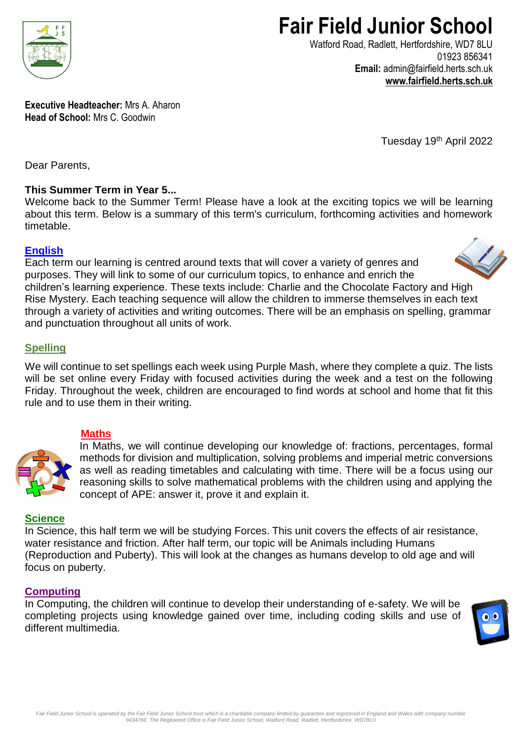# Fair Field Junior School

Watford Road, Radlett, Hertfordshire, WD7 8LU
01923 856341
**Email:** admin@fairfield.herts.sch.uk
**www.fairfield.herts.sch.uk**

**Executive Headteacher:** Mrs A. Aharon
**Head of School:** Mrs C. Goodwin

Tuesday 19th April 2022

Dear Parents,

**This Summer Term in Year 5...**

Welcome back to the Summer Term! Please have a look at the exciting topics we will be learning about this term. Below is a summary of this term's curriculum, forthcoming activities and homework timetable.

## English

Each term our learning is centred around texts that will cover a variety of genres and purposes. They will link to some of our curriculum topics, to enhance and enrich the children's learning experience. These texts include: Charlie and the Chocolate Factory and High Rise Mystery. Each teaching sequence will allow the children to immerse themselves in each text through a variety of activities and writing outcomes. There will be an emphasis on spelling, grammar and punctuation throughout all units of work.

## Spelling

We will continue to set spellings each week using Purple Mash, where they complete a quiz. The lists will be set online every Friday with focused activities during the week and a test on the following Friday. Throughout the week, children are encouraged to find words at school and home that fit this rule and to use them in their writing.

## Maths

In Maths, we will continue developing our knowledge of: fractions, percentages, formal methods for division and multiplication, solving problems and imperial metric conversions as well as reading timetables and calculating with time. There will be a focus using our reasoning skills to solve mathematical problems with the children using and applying the concept of APE: answer it, prove it and explain it.

## Science

In Science, this half term we will be studying Forces. This unit covers the effects of air resistance, water resistance and friction. After half term, our topic will be Animals including Humans (Reproduction and Puberty). This will look at the changes as humans develop to old age and will focus on puberty.

## Computing

In Computing, the children will continue to develop their understanding of e-safety. We will be completing projects using knowledge gained over time, including coding skills and use of different multimedia.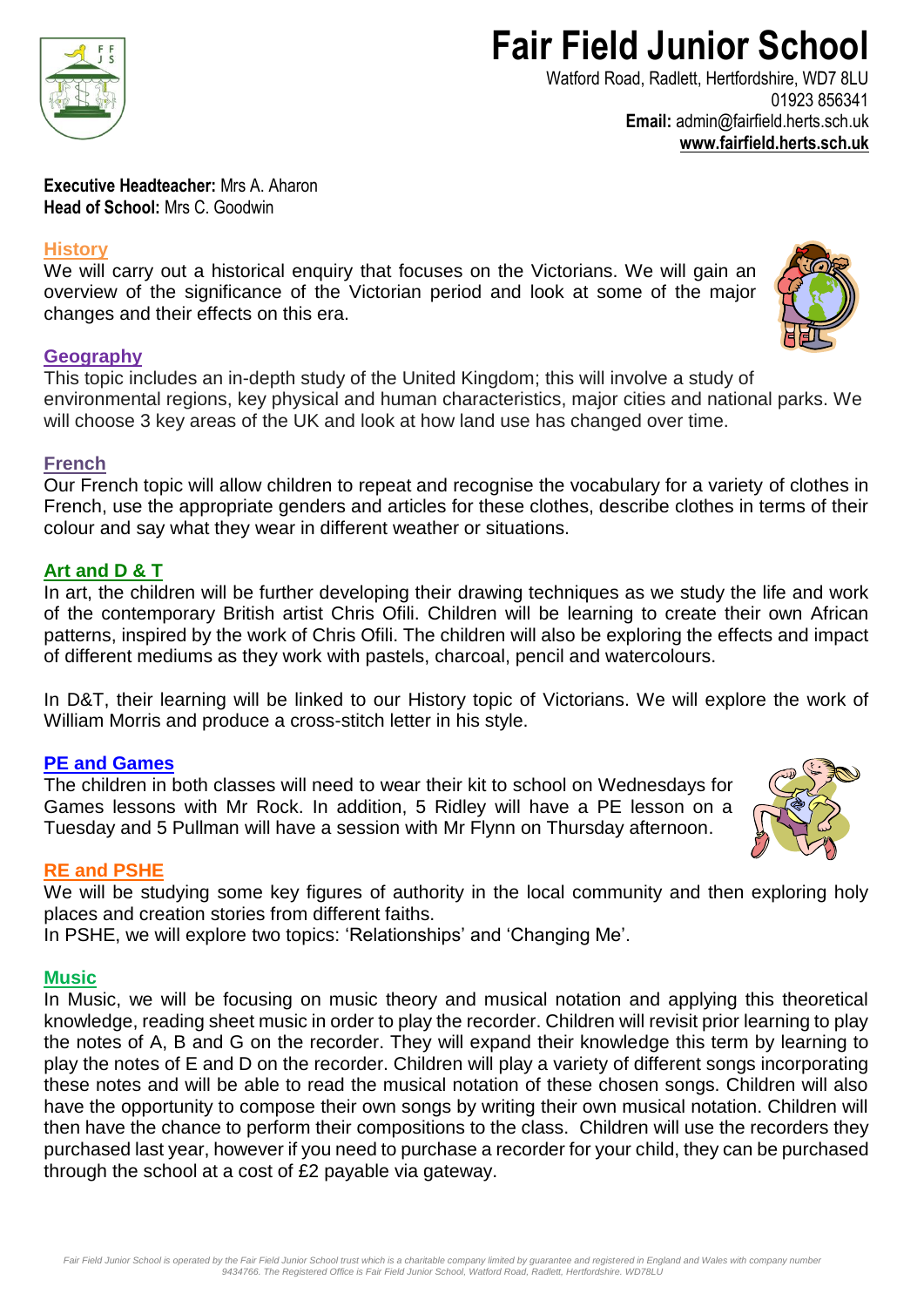# Fair Field Junior School

Watford Road, Radlett, Hertfordshire, WD7 8LU
01923 856341
**Email:** admin@fairfield.herts.sch.uk
**www.fairfield.herts.sch.uk**

**Executive Headteacher:** Mrs A. Aharon
**Head of School:** Mrs C. Goodwin

## History

We will carry out a historical enquiry that focuses on the Victorians. We will gain an overview of the significance of the Victorian period and look at some of the major changes and their effects on this era.

## Geography

This topic includes an in-depth study of the United Kingdom; this will involve a study of environmental regions, key physical and human characteristics, major cities and national parks. We will choose 3 key areas of the UK and look at how land use has changed over time.

## French

Our French topic will allow children to repeat and recognise the vocabulary for a variety of clothes in French, use the appropriate genders and articles for these clothes, describe clothes in terms of their colour and say what they wear in different weather or situations.

## Art and D & T

In art, the children will be further developing their drawing techniques as we study the life and work of the contemporary British artist Chris Ofili. Children will be learning to create their own African patterns, inspired by the work of Chris Ofili. The children will also be exploring the effects and impact of different mediums as they work with pastels, charcoal, pencil and watercolours.

In D&T, their learning will be linked to our History topic of Victorians. We will explore the work of William Morris and produce a cross-stitch letter in his style.

## PE and Games

The children in both classes will need to wear their kit to school on Wednesdays for Games lessons with Mr Rock. In addition, 5 Ridley will have a PE lesson on a Tuesday and 5 Pullman will have a session with Mr Flynn on Thursday afternoon.

## RE and PSHE

We will be studying some key figures of authority in the local community and then exploring holy places and creation stories from different faiths.
In PSHE, we will explore two topics: 'Relationships' and 'Changing Me'.

## Music

In Music, we will be focusing on music theory and musical notation and applying this theoretical knowledge, reading sheet music in order to play the recorder. Children will revisit prior learning to play the notes of A, B and G on the recorder. They will expand their knowledge this term by learning to play the notes of E and D on the recorder. Children will play a variety of different songs incorporating these notes and will be able to read the musical notation of these chosen songs. Children will also have the opportunity to compose their own songs by writing their own musical notation. Children will then have the chance to perform their compositions to the class. Children will use the recorders they purchased last year, however if you need to purchase a recorder for your child, they can be purchased through the school at a cost of £2 payable via gateway.

*Fair Field Junior School is operated by the Fair Field Junior School trust which is a charitable company limited by guarantee and registered in England and Wales with company number 9434766. The Registered Office is Fair Field Junior School, Watford Road, Radlett, Hertfordshire. WD78LU*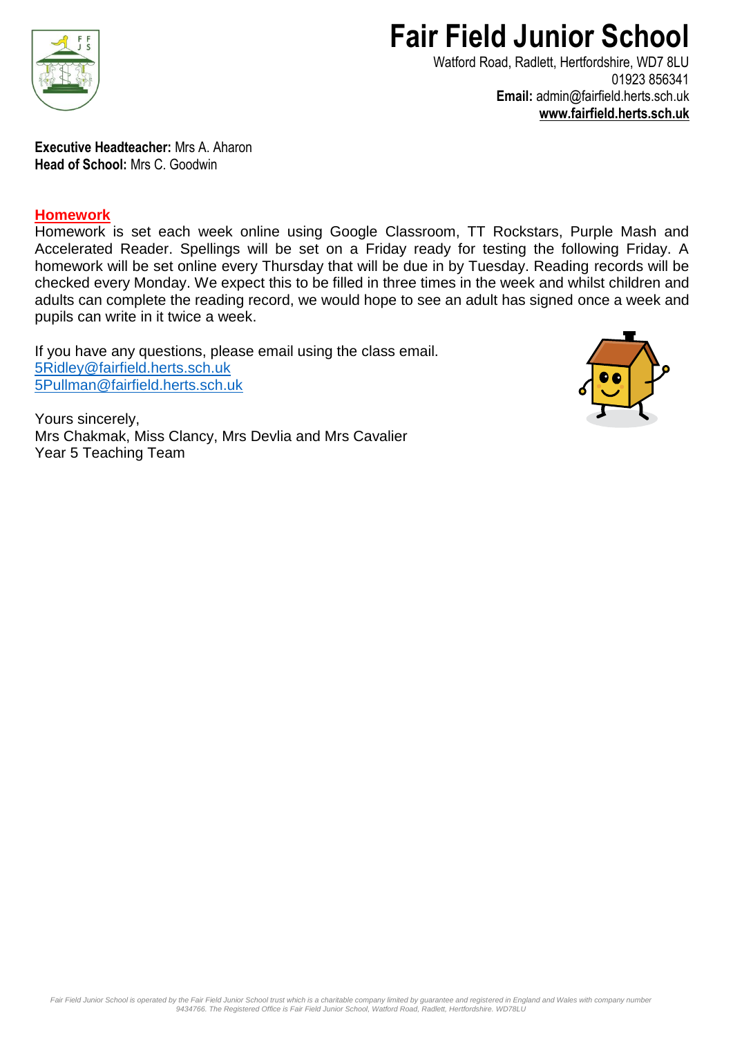# Fair Field Junior School

Watford Road, Radlett, Hertfordshire, WD7 8LU
01923 856341
**Email:** admin@fairfield.herts.sch.uk
**www.fairfield.herts.sch.uk**

**Executive Headteacher:** Mrs A. Aharon
**Head of School:** Mrs C. Goodwin

## Homework

Homework is set each week online using Google Classroom, TT Rockstars, Purple Mash and Accelerated Reader. Spellings will be set on a Friday ready for testing the following Friday. A homework will be set online every Thursday that will be due in by Tuesday. Reading records will be checked every Monday. We expect this to be filled in three times in the week and whilst children and adults can complete the reading record, we would hope to see an adult has signed once a week and pupils can write in it twice a week.

If you have any questions, please email using the class email.
5Ridley@fairfield.herts.sch.uk
5Pullman@fairfield.herts.sch.uk

Yours sincerely,
Mrs Chakmak, Miss Clancy, Mrs Devlia and Mrs Cavalier
Year 5 Teaching Team

*Fair Field Junior School is operated by the Fair Field Junior School trust which is a charitable company limited by guarantee and registered in England and Wales with company number 9434766. The Registered Office is Fair Field Junior School, Watford Road, Radlett, Hertfordshire. WD78LU*